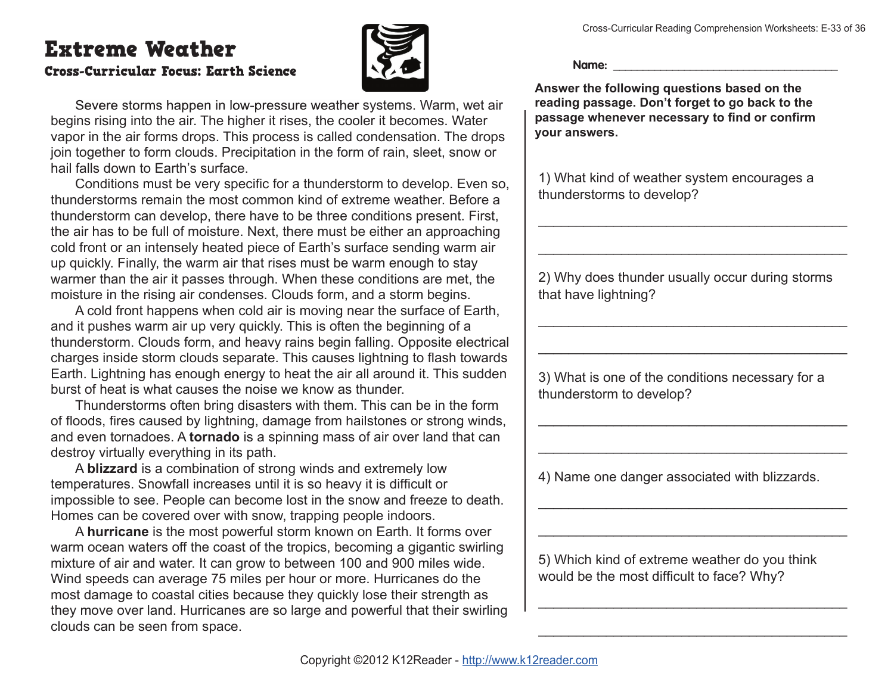# Extreme Weather

### Cross-Curricular Focus: Earth Science

Severe storms happen in low-pressure weather systems. Warm, wet air begins rising into the air. The higher it rises, the cooler it becomes. Water vapor in the air forms drops. This process is called condensation. The drops join together to form clouds. Precipitation in the form of rain, sleet, snow or hail falls down to Earth's surface.

Conditions must be very specific for a thunderstorm to develop. Even so, thunderstorms remain the most common kind of extreme weather. Before a thunderstorm can develop, there have to be three conditions present. First, the air has to be full of moisture. Next, there must be either an approaching cold front or an intensely heated piece of Earth's surface sending warm air up quickly. Finally, the warm air that rises must be warm enough to stay warmer than the air it passes through. When these conditions are met, the moisture in the rising air condenses. Clouds form, and a storm begins.

A cold front happens when cold air is moving near the surface of Earth, and it pushes warm air up very quickly. This is often the beginning of a thunderstorm. Clouds form, and heavy rains begin falling. Opposite electrical charges inside storm clouds separate. This causes lightning to flash towards Earth. Lightning has enough energy to heat the air all around it. This sudden burst of heat is what causes the noise we know as thunder.

Thunderstorms often bring disasters with them. This can be in the form of floods, fires caused by lightning, damage from hailstones or strong winds, and even tornadoes. A **tornado** is a spinning mass of air over land that can destroy virtually everything in its path.

A **blizzard** is a combination of strong winds and extremely low temperatures. Snowfall increases until it is so heavy it is difficult or impossible to see. People can become lost in the snow and freeze to death. Homes can be covered over with snow, trapping people indoors.

A **hurricane** is the most powerful storm known on Earth. It forms over warm ocean waters off the coast of the tropics, becoming a gigantic swirling mixture of air and water. It can grow to between 100 and 900 miles wide. Wind speeds can average 75 miles per hour or more. Hurricanes do the most damage to coastal cities because they quickly lose their strength as they move over land. Hurricanes are so large and powerful that their swirling clouds can be seen from space.

Name: ___________________________________

**Answer the following questions based on the reading passage. Don't forget to go back to the passage whenever necessary to find or confirm your answers.**

1) What kind of weather system encourages a thunderstorms to develop?

___________________________________________

___________________________________________

2) Why does thunder usually occur during storms that have lightning?

___________________________________________

___________________________________________

3) What is one of the conditions necessary for a thunderstorm to develop?

___________________________________________

___________________________________________

4) Name one danger associated with blizzards.

___________________________________________

___________________________________________

5) Which kind of extreme weather do you think would be the most difficult to face? Why?

___________________________________________

___________________________________________

Copyright ©2012 K12Reader - http://www.k12reader.com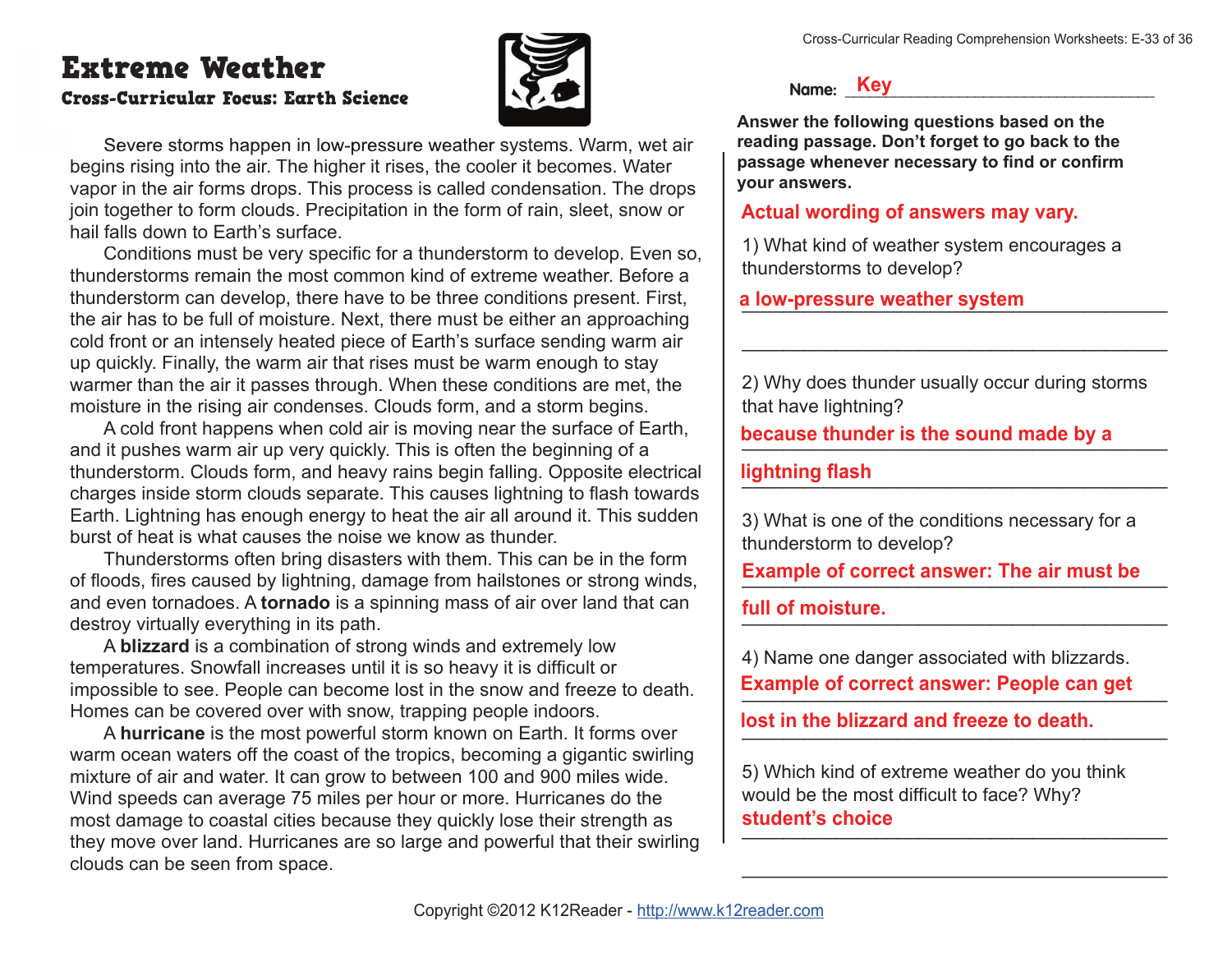# Extreme Weather

**Cross-Curricular Focus: Earth Science**

Severe storms happen in low-pressure weather systems. Warm, wet air begins rising into the air. The higher it rises, the cooler it becomes. Water vapor in the air forms drops. This process is called condensation. The drops join together to form clouds. Precipitation in the form of rain, sleet, snow or hail falls down to Earth's surface.

Conditions must be very specific for a thunderstorm to develop. Even so, thunderstorms remain the most common kind of extreme weather. Before a thunderstorm can develop, there have to be three conditions present. First, the air has to be full of moisture. Next, there must be either an approaching cold front or an intensely heated piece of Earth's surface sending warm air up quickly. Finally, the warm air that rises must be warm enough to stay warmer than the air it passes through. When these conditions are met, the moisture in the rising air condenses. Clouds form, and a storm begins.

A cold front happens when cold air is moving near the surface of Earth, and it pushes warm air up very quickly. This is often the beginning of a thunderstorm. Clouds form, and heavy rains begin falling. Opposite electrical charges inside storm clouds separate. This causes lightning to flash towards Earth. Lightning has enough energy to heat the air all around it. This sudden burst of heat is what causes the noise we know as thunder.

Thunderstorms often bring disasters with them. This can be in the form of floods, fires caused by lightning, damage from hailstones or strong winds, and even tornadoes. A **tornado** is a spinning mass of air over land that can destroy virtually everything in its path.

A **blizzard** is a combination of strong winds and extremely low temperatures. Snowfall increases until it is so heavy it is difficult or impossible to see. People can become lost in the snow and freeze to death. Homes can be covered over with snow, trapping people indoors.

A **hurricane** is the most powerful storm known on Earth. It forms over warm ocean waters off the coast of the tropics, becoming a gigantic swirling mixture of air and water. It can grow to between 100 and 900 miles wide. Wind speeds can average 75 miles per hour or more. Hurricanes do the most damage to coastal cities because they quickly lose their strength as they move over land. Hurricanes are so large and powerful that their swirling clouds can be seen from space.

Name: Key

**Answer the following questions based on the reading passage. Don't forget to go back to the passage whenever necessary to find or confirm your answers.**

**Actual wording of answers may vary.**

1) What kind of weather system encourages a thunderstorms to develop?

**a low-pressure weather system**

2) Why does thunder usually occur during storms that have lightning?

**because thunder is the sound made by a lightning flash**

3) What is one of the conditions necessary for a thunderstorm to develop?

**Example of correct answer: The air must be full of moisture.**

4) Name one danger associated with blizzards.

**Example of correct answer: People can get lost in the blizzard and freeze to death.**

5) Which kind of extreme weather do you think would be the most difficult to face? Why?

**student's choice**

Copyright ©2012 K12Reader - http://www.k12reader.com